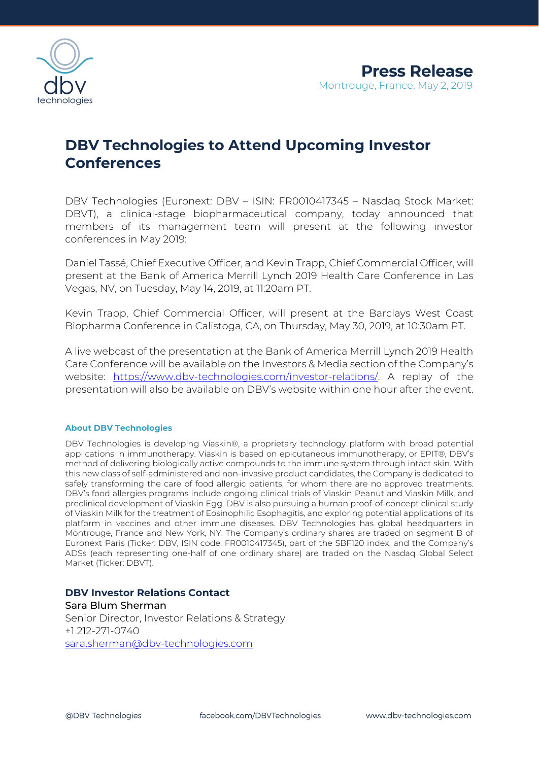# Press Release

Montrouge, France, May 2, 2019

## DBV Technologies to Attend Upcoming Investor Conferences

DBV Technologies (Euronext: DBV – ISIN: FR0010417345 – Nasdaq Stock Market: DBVT), a clinical-stage biopharmaceutical company, today announced that members of its management team will present at the following investor conferences in May 2019:

Daniel Tassé, Chief Executive Officer, and Kevin Trapp, Chief Commercial Officer, will present at the Bank of America Merrill Lynch 2019 Health Care Conference in Las Vegas, NV, on Tuesday, May 14, 2019, at 11:20am PT.

Kevin Trapp, Chief Commercial Officer, will present at the Barclays West Coast Biopharma Conference in Calistoga, CA, on Thursday, May 30, 2019, at 10:30am PT.

A live webcast of the presentation at the Bank of America Merrill Lynch 2019 Health Care Conference will be available on the Investors & Media section of the Company's website: [https://www.dbv-technologies.com/investor-relations/](https://www.dbv-technologies.com/investor-relations/). A replay of the presentation will also be available on DBV's website within one hour after the event.

#### About DBV Technologies

DBV Technologies is developing Viaskin®, a proprietary technology platform with broad potential applications in immunotherapy. Viaskin is based on epicutaneous immunotherapy, or EPIT®, DBV's method of delivering biologically active compounds to the immune system through intact skin. With this new class of self-administered and non-invasive product candidates, the Company is dedicated to safely transforming the care of food allergic patients, for whom there are no approved treatments. DBV's food allergies programs include ongoing clinical trials of Viaskin Peanut and Viaskin Milk, and preclinical development of Viaskin Egg. DBV is also pursuing a human proof-of-concept clinical study of Viaskin Milk for the treatment of Eosinophilic Esophagitis, and exploring potential applications of its platform in vaccines and other immune diseases. DBV Technologies has global headquarters in Montrouge, France and New York, NY. The Company's ordinary shares are traded on segment B of Euronext Paris (Ticker: DBV, ISIN code: FR0010417345), part of the SBF120 index, and the Company's ADSs (each representing one-half of one ordinary share) are traded on the Nasdaq Global Select Market (Ticker: DBVT).

### DBV Investor Relations Contact

Sara Blum Sherman
Senior Director, Investor Relations & Strategy
+1 212-271-0740
[sara.sherman@dbv-technologies.com](mailto:sara.sherman@dbv-technologies.com)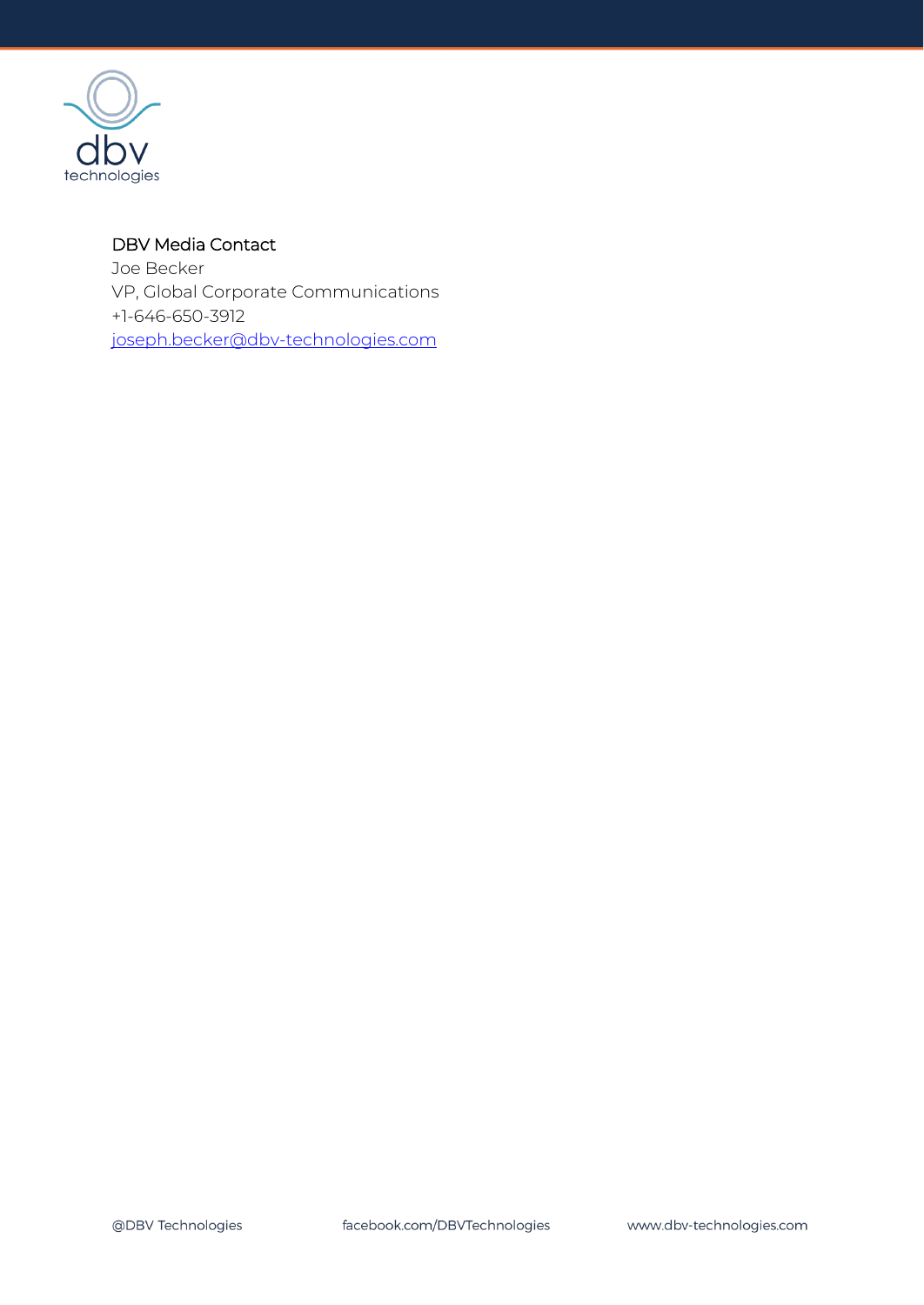DBV Media Contact
Joe Becker
VP, Global Corporate Communications
+1-646-650-3912
joseph.becker@dbv-technologies.com